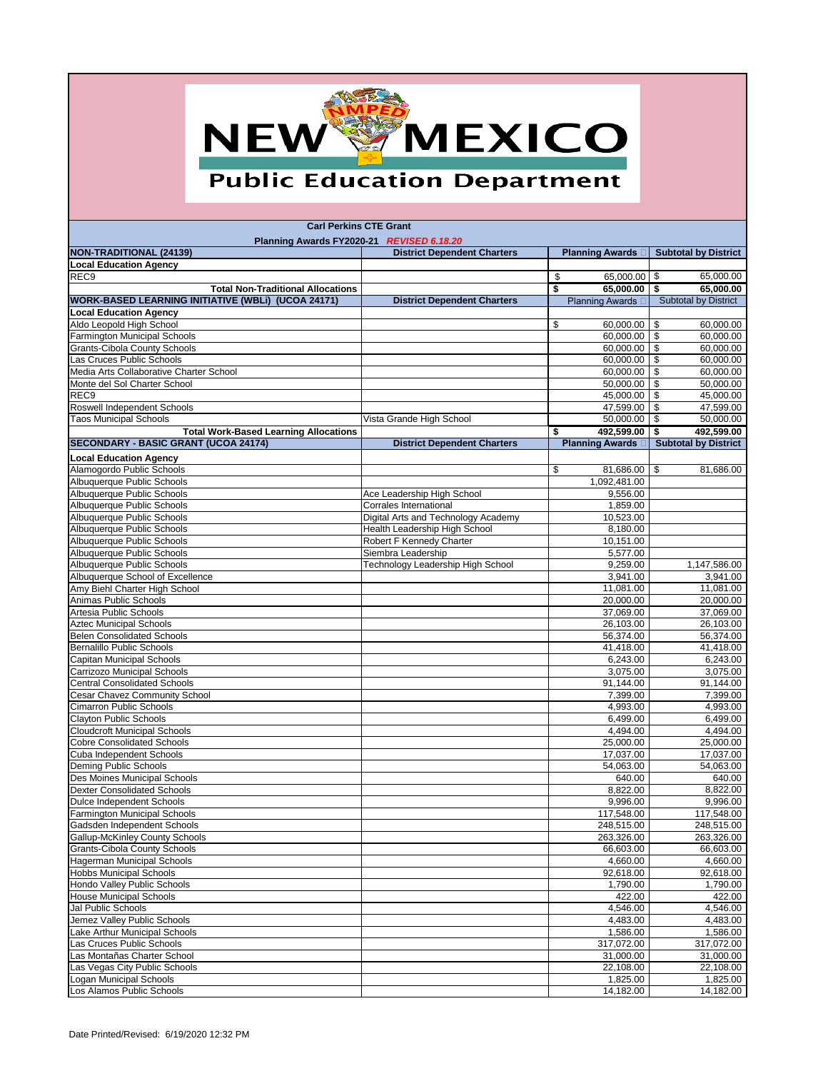# New Mexico Public Education Department

## Carl Perkins CTE Grant

### Planning Awards FY2020-21 *REVISED 6.18.20*

| NON-TRADITIONAL (24139) | District Dependent Charters | Planning Awards | Subtotal by District |
|---|---|---|---|
| **Local Education Agency** | | | |
| REC9 | | $ 65,000.00 | $ 65,000.00 |
| **Total Non-Traditional Allocations** | | **$ 65,000.00** | **$ 65,000.00** |
| **WORK-BASED LEARNING INITIATIVE (WBLi) (UCOA 24171)** | **District Dependent Charters** | Planning Awards | Subtotal by District |
| **Local Education Agency** | | | |
| Aldo Leopold High School | | $ 60,000.00 | $ 60,000.00 |
| Farmington Municipal Schools | | 60,000.00 | $ 60,000.00 |
| Grants-Cibola County Schools | | 60,000.00 | $ 60,000.00 |
| Las Cruces Public Schools | | 60,000.00 | $ 60,000.00 |
| Media Arts Collaborative Charter School | | 60,000.00 | $ 60,000.00 |
| Monte del Sol Charter School | | 50,000.00 | $ 50,000.00 |
| REC9 | | 45,000.00 | $ 45,000.00 |
| Roswell Independent Schools | | 47,599.00 | $ 47,599.00 |
| Taos Municipal Schools | Vista Grande High School | 50,000.00 | $ 50,000.00 |
| **Total Work-Based Learning Allocations** | | **$ 492,599.00** | **$ 492,599.00** |
| **SECONDARY - BASIC GRANT (UCOA 24174)** | **District Dependent Charters** | **Planning Awards** | **Subtotal by District** |
| **Local Education Agency** | | | |
| Alamogordo Public Schools | | $ 81,686.00 | $ 81,686.00 |
| Albuquerque Public Schools | | 1,092,481.00 | |
| Albuquerque Public Schools | Ace Leadership High School | 9,556.00 | |
| Albuquerque Public Schools | Corrales International | 1,859.00 | |
| Albuquerque Public Schools | Digital Arts and Technology Academy | 10,523.00 | |
| Albuquerque Public Schools | Health Leadership High School | 8,180.00 | |
| Albuquerque Public Schools | Robert F Kennedy Charter | 10,151.00 | |
| Albuquerque Public Schools | Siembra Leadership | 5,577.00 | |
| Albuquerque Public Schools | Technology Leadership High School | 9,259.00 | 1,147,586.00 |
| Albuquerque School of Excellence | | 3,941.00 | 3,941.00 |
| Amy Biehl Charter High School | | 11,081.00 | 11,081.00 |
| Animas Public Schools | | 20,000.00 | 20,000.00 |
| Artesia Public Schools | | 37,069.00 | 37,069.00 |
| Aztec Municipal Schools | | 26,103.00 | 26,103.00 |
| Belen Consolidated Schools | | 56,374.00 | 56,374.00 |
| Bernalillo Public Schools | | 41,418.00 | 41,418.00 |
| Capitan Municipal Schools | | 6,243.00 | 6,243.00 |
| Carrizozo Municipal Schools | | 3,075.00 | 3,075.00 |
| Central Consolidated Schools | | 91,144.00 | 91,144.00 |
| Cesar Chavez Community School | | 7,399.00 | 7,399.00 |
| Cimarron Public Schools | | 4,993.00 | 4,993.00 |
| Clayton Public Schools | | 6,499.00 | 6,499.00 |
| Cloudcroft Municipal Schools | | 4,494.00 | 4,494.00 |
| Cobre Consolidated Schools | | 25,000.00 | 25,000.00 |
| Cuba Independent Schools | | 17,037.00 | 17,037.00 |
| Deming Public Schools | | 54,063.00 | 54,063.00 |
| Des Moines Municipal Schools | | 640.00 | 640.00 |
| Dexter Consolidated Schools | | 8,822.00 | 8,822.00 |
| Dulce Independent Schools | | 9,996.00 | 9,996.00 |
| Farmington Municipal Schools | | 117,548.00 | 117,548.00 |
| Gadsden Independent Schools | | 248,515.00 | 248,515.00 |
| Gallup-McKinley County Schools | | 263,326.00 | 263,326.00 |
| Grants-Cibola County Schools | | 66,603.00 | 66,603.00 |
| Hagerman Municipal Schools | | 4,660.00 | 4,660.00 |
| Hobbs Municipal Schools | | 92,618.00 | 92,618.00 |
| Hondo Valley Public Schools | | 1,790.00 | 1,790.00 |
| House Municipal Schools | | 422.00 | 422.00 |
| Jal Public Schools | | 4,546.00 | 4,546.00 |
| Jemez Valley Public Schools | | 4,483.00 | 4,483.00 |
| Lake Arthur Municipal Schools | | 1,586.00 | 1,586.00 |
| Las Cruces Public Schools | | 317,072.00 | 317,072.00 |
| Las Montañas Charter School | | 31,000.00 | 31,000.00 |
| Las Vegas City Public Schools | | 22,108.00 | 22,108.00 |
| Logan Municipal Schools | | 1,825.00 | 1,825.00 |
| Los Alamos Public Schools | | 14,182.00 | 14,182.00 |

Date Printed/Revised: 6/19/2020 12:32 PM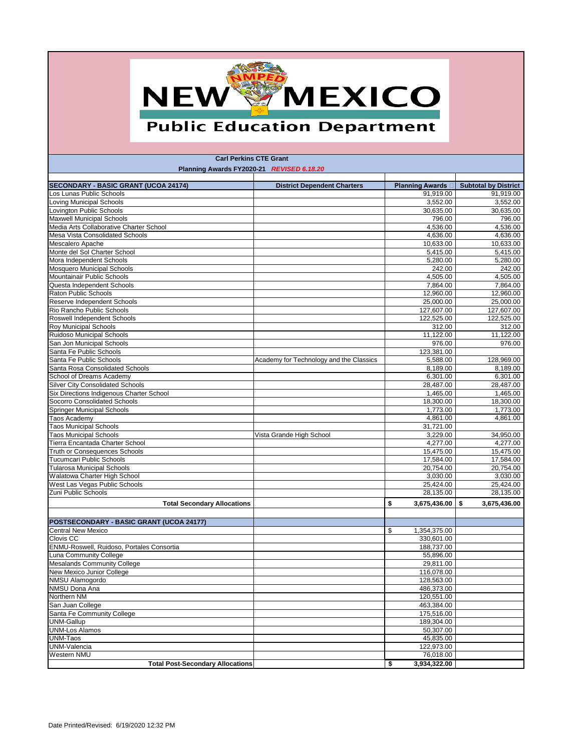New Mexico Public Education Department

**Carl Perkins CTE Grant**

**Planning Awards FY2020-21** ***REVISED 6.18.20***

| SECONDARY - BASIC GRANT (UCOA 24174) | District Dependent Charters | Planning Awards | Subtotal by District |
|---|---|---|---|
| Los Lunas Public Schools | | 91,919.00 | 91,919.00 |
| Loving Municipal Schools | | 3,552.00 | 3,552.00 |
| Lovington Public Schools | | 30,635.00 | 30,635.00 |
| Maxwell Municipal Schools | | 796.00 | 796.00 |
| Media Arts Collaborative Charter School | | 4,536.00 | 4,536.00 |
| Mesa Vista Consolidated Schools | | 4,636.00 | 4,636.00 |
| Mescalero Apache | | 10,633.00 | 10,633.00 |
| Monte del Sol Charter School | | 5,415.00 | 5,415.00 |
| Mora Independent Schools | | 5,280.00 | 5,280.00 |
| Mosquero Municipal Schools | | 242.00 | 242.00 |
| Mountainair Public Schools | | 4,505.00 | 4,505.00 |
| Questa Independent Schools | | 7,864.00 | 7,864.00 |
| Raton Public Schools | | 12,960.00 | 12,960.00 |
| Reserve Independent Schools | | 25,000.00 | 25,000.00 |
| Rio Rancho Public Schools | | 127,607.00 | 127,607.00 |
| Roswell Independent Schools | | 122,525.00 | 122,525.00 |
| Roy Municipal Schools | | 312.00 | 312.00 |
| Ruidoso Municipal Schools | | 11,122.00 | 11,122.00 |
| San Jon Municipal Schools | | 976.00 | 976.00 |
| Santa Fe Public Schools | | 123,381.00 | |
| Santa Fe Public Schools | Academy for Technology and the Classics | 5,588.00 | 128,969.00 |
| Santa Rosa Consolidated Schools | | 8,189.00 | 8,189.00 |
| School of Dreams Academy | | 6,301.00 | 6,301.00 |
| Silver City Consolidated Schools | | 28,487.00 | 28,487.00 |
| Six Directions Indigenous Charter School | | 1,465.00 | 1,465.00 |
| Socorro Consolidated Schools | | 18,300.00 | 18,300.00 |
| Springer Municipal Schools | | 1,773.00 | 1,773.00 |
| Taos Academy | | 4,861.00 | 4,861.00 |
| Taos Municipal Schools | | 31,721.00 | |
| Taos Municipal Schools | Vista Grande High School | 3,229.00 | 34,950.00 |
| Tierra Encantada Charter School | | 4,277.00 | 4,277.00 |
| Truth or Consequences Schools | | 15,475.00 | 15,475.00 |
| Tucumcari Public Schools | | 17,584.00 | 17,584.00 |
| Tularosa Municipal Schools | | 20,754.00 | 20,754.00 |
| Walatowa Charter High School | | 3,030.00 | 3,030.00 |
| West Las Vegas Public Schools | | 25,424.00 | 25,424.00 |
| Zuni Public Schools | | 28,135.00 | 28,135.00 |
| **Total Secondary Allocations** | | **$ 3,675,436.00** | **$ 3,675,436.00** |

| POSTSECONDARY - BASIC GRANT (UCOA 24177) | | | |
|---|---|---|---|
| Central New Mexico | | $ 1,354,375.00 | |
| Clovis CC | | 330,601.00 | |
| ENMU-Roswell, Ruidoso, Portales Consortia | | 188,737.00 | |
| Luna Community College | | 55,896.00 | |
| Mesalands Community College | | 29,811.00 | |
| New Mexico Junior College | | 116,078.00 | |
| NMSU Alamogordo | | 128,563.00 | |
| NMSU Dona Ana | | 486,373.00 | |
| Northern NM | | 120,551.00 | |
| San Juan College | | 463,384.00 | |
| Santa Fe Community College | | 175,516.00 | |
| UNM-Gallup | | 189,304.00 | |
| UNM-Los Alamos | | 50,307.00 | |
| UNM-Taos | | 45,835.00 | |
| UNM-Valencia | | 122,973.00 | |
| Western NMU | | 76,018.00 | |
| **Total Post-Secondary Allocations** | | **$ 3,934,322.00** | |

Date Printed/Revised: 6/19/2020 12:32 PM